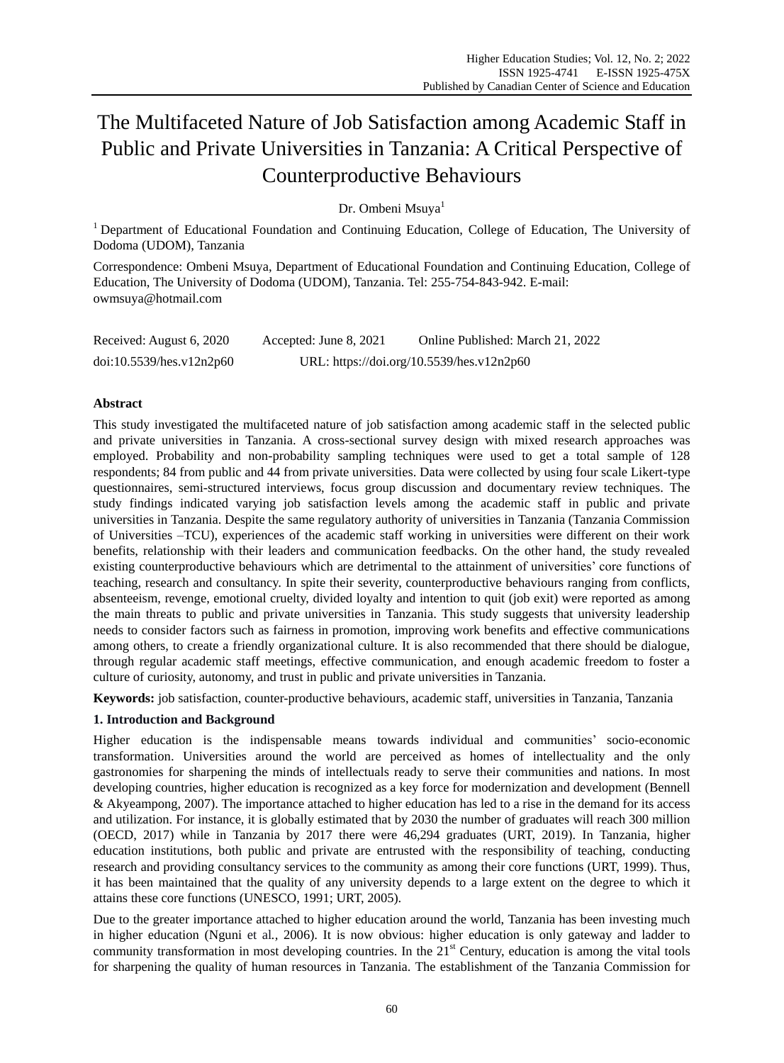# The Multifaceted Nature of Job Satisfaction among Academic Staff in Public and Private Universities in Tanzania: A Critical Perspective of Counterproductive Behaviours

Dr. Ombeni Msuya[1]

[1] Department of Educational Foundation and Continuing Education, College of Education, The University of Dodoma (UDOM), Tanzania

Correspondence: Ombeni Msuya, Department of Educational Foundation and Continuing Education, College of Education, The University of Dodoma (UDOM), Tanzania. Tel: 255-754-843-942. E-mail: owmsuya@hotmail.com

Received: August 6, 2020 Accepted: June 8, 2021 Online Published: March 21, 2022

doi:10.5539/hes.v12n2p60 URL: https://doi.org/10.5539/hes.v12n2p60

## Abstract

This study investigated the multifaceted nature of job satisfaction among academic staff in the selected public and private universities in Tanzania. A cross-sectional survey design with mixed research approaches was employed. Probability and non-probability sampling techniques were used to get a total sample of 128 respondents; 84 from public and 44 from private universities. Data were collected by using four scale Likert-type questionnaires, semi-structured interviews, focus group discussion and documentary review techniques. The study findings indicated varying job satisfaction levels among the academic staff in public and private universities in Tanzania. Despite the same regulatory authority of universities in Tanzania (Tanzania Commission of Universities –TCU), experiences of the academic staff working in universities were different on their work benefits, relationship with their leaders and communication feedbacks. On the other hand, the study revealed existing counterproductive behaviours which are detrimental to the attainment of universities' core functions of teaching, research and consultancy. In spite their severity, counterproductive behaviours ranging from conflicts, absenteeism, revenge, emotional cruelty, divided loyalty and intention to quit (job exit) were reported as among the main threats to public and private universities in Tanzania. This study suggests that university leadership needs to consider factors such as fairness in promotion, improving work benefits and effective communications among others, to create a friendly organizational culture. It is also recommended that there should be dialogue, through regular academic staff meetings, effective communication, and enough academic freedom to foster a culture of curiosity, autonomy, and trust in public and private universities in Tanzania.

**Keywords:** job satisfaction, counter-productive behaviours, academic staff, universities in Tanzania, Tanzania

## 1. Introduction and Background

Higher education is the indispensable means towards individual and communities' socio-economic transformation. Universities around the world are perceived as homes of intellectuality and the only gastronomies for sharpening the minds of intellectuals ready to serve their communities and nations. In most developing countries, higher education is recognized as a key force for modernization and development (Bennell & Akyeampong, 2007). The importance attached to higher education has led to a rise in the demand for its access and utilization. For instance, it is globally estimated that by 2030 the number of graduates will reach 300 million (OECD, 2017) while in Tanzania by 2017 there were 46,294 graduates (URT, 2019). In Tanzania, higher education institutions, both public and private are entrusted with the responsibility of teaching, conducting research and providing consultancy services to the community as among their core functions (URT, 1999). Thus, it has been maintained that the quality of any university depends to a large extent on the degree to which it attains these core functions (UNESCO, 1991; URT, 2005).

Due to the greater importance attached to higher education around the world, Tanzania has been investing much in higher education (Nguni et al*.*, 2006). It is now obvious: higher education is only gateway and ladder to community transformation in most developing countries. In the 21st Century, education is among the vital tools for sharpening the quality of human resources in Tanzania. The establishment of the Tanzania Commission for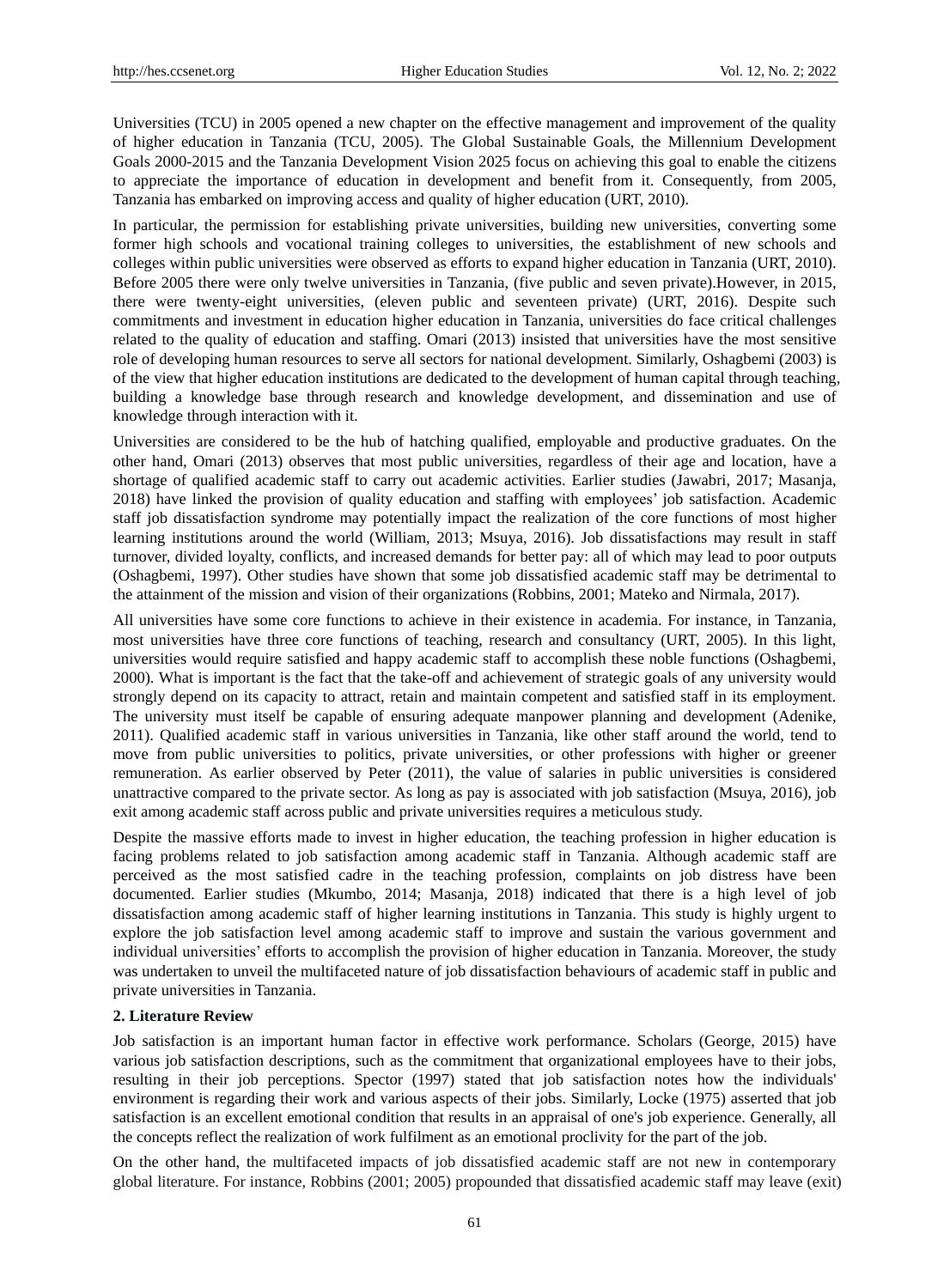Universities (TCU) in 2005 opened a new chapter on the effective management and improvement of the quality of higher education in Tanzania (TCU, 2005). The Global Sustainable Goals, the Millennium Development Goals 2000-2015 and the Tanzania Development Vision 2025 focus on achieving this goal to enable the citizens to appreciate the importance of education in development and benefit from it. Consequently, from 2005, Tanzania has embarked on improving access and quality of higher education (URT, 2010).

In particular, the permission for establishing private universities, building new universities, converting some former high schools and vocational training colleges to universities, the establishment of new schools and colleges within public universities were observed as efforts to expand higher education in Tanzania (URT, 2010). Before 2005 there were only twelve universities in Tanzania, (five public and seven private).However, in 2015, there were twenty-eight universities, (eleven public and seventeen private) (URT, 2016). Despite such commitments and investment in education higher education in Tanzania, universities do face critical challenges related to the quality of education and staffing. Omari (2013) insisted that universities have the most sensitive role of developing human resources to serve all sectors for national development. Similarly, Oshagbemi (2003) is of the view that higher education institutions are dedicated to the development of human capital through teaching, building a knowledge base through research and knowledge development, and dissemination and use of knowledge through interaction with it.

Universities are considered to be the hub of hatching qualified, employable and productive graduates. On the other hand, Omari (2013) observes that most public universities, regardless of their age and location, have a shortage of qualified academic staff to carry out academic activities. Earlier studies (Jawabri, 2017; Masanja, 2018) have linked the provision of quality education and staffing with employees' job satisfaction. Academic staff job dissatisfaction syndrome may potentially impact the realization of the core functions of most higher learning institutions around the world (William, 2013; Msuya, 2016). Job dissatisfactions may result in staff turnover, divided loyalty, conflicts, and increased demands for better pay: all of which may lead to poor outputs (Oshagbemi, 1997). Other studies have shown that some job dissatisfied academic staff may be detrimental to the attainment of the mission and vision of their organizations (Robbins, 2001; Mateko and Nirmala, 2017).

All universities have some core functions to achieve in their existence in academia. For instance, in Tanzania, most universities have three core functions of teaching, research and consultancy (URT, 2005). In this light, universities would require satisfied and happy academic staff to accomplish these noble functions (Oshagbemi, 2000). What is important is the fact that the take-off and achievement of strategic goals of any university would strongly depend on its capacity to attract, retain and maintain competent and satisfied staff in its employment. The university must itself be capable of ensuring adequate manpower planning and development (Adenike, 2011). Qualified academic staff in various universities in Tanzania, like other staff around the world, tend to move from public universities to politics, private universities, or other professions with higher or greener remuneration. As earlier observed by Peter (2011), the value of salaries in public universities is considered unattractive compared to the private sector. As long as pay is associated with job satisfaction (Msuya, 2016), job exit among academic staff across public and private universities requires a meticulous study.

Despite the massive efforts made to invest in higher education, the teaching profession in higher education is facing problems related to job satisfaction among academic staff in Tanzania. Although academic staff are perceived as the most satisfied cadre in the teaching profession, complaints on job distress have been documented. Earlier studies (Mkumbo, 2014; Masanja, 2018) indicated that there is a high level of job dissatisfaction among academic staff of higher learning institutions in Tanzania. This study is highly urgent to explore the job satisfaction level among academic staff to improve and sustain the various government and individual universities' efforts to accomplish the provision of higher education in Tanzania. Moreover, the study was undertaken to unveil the multifaceted nature of job dissatisfaction behaviours of academic staff in public and private universities in Tanzania.

## 2. Literature Review

Job satisfaction is an important human factor in effective work performance. Scholars (George, 2015) have various job satisfaction descriptions, such as the commitment that organizational employees have to their jobs, resulting in their job perceptions. Spector (1997) stated that job satisfaction notes how the individuals' environment is regarding their work and various aspects of their jobs. Similarly, Locke (1975) asserted that job satisfaction is an excellent emotional condition that results in an appraisal of one's job experience. Generally, all the concepts reflect the realization of work fulfilment as an emotional proclivity for the part of the job.

On the other hand, the multifaceted impacts of job dissatisfied academic staff are not new in contemporary global literature. For instance, Robbins (2001; 2005) propounded that dissatisfied academic staff may leave (exit)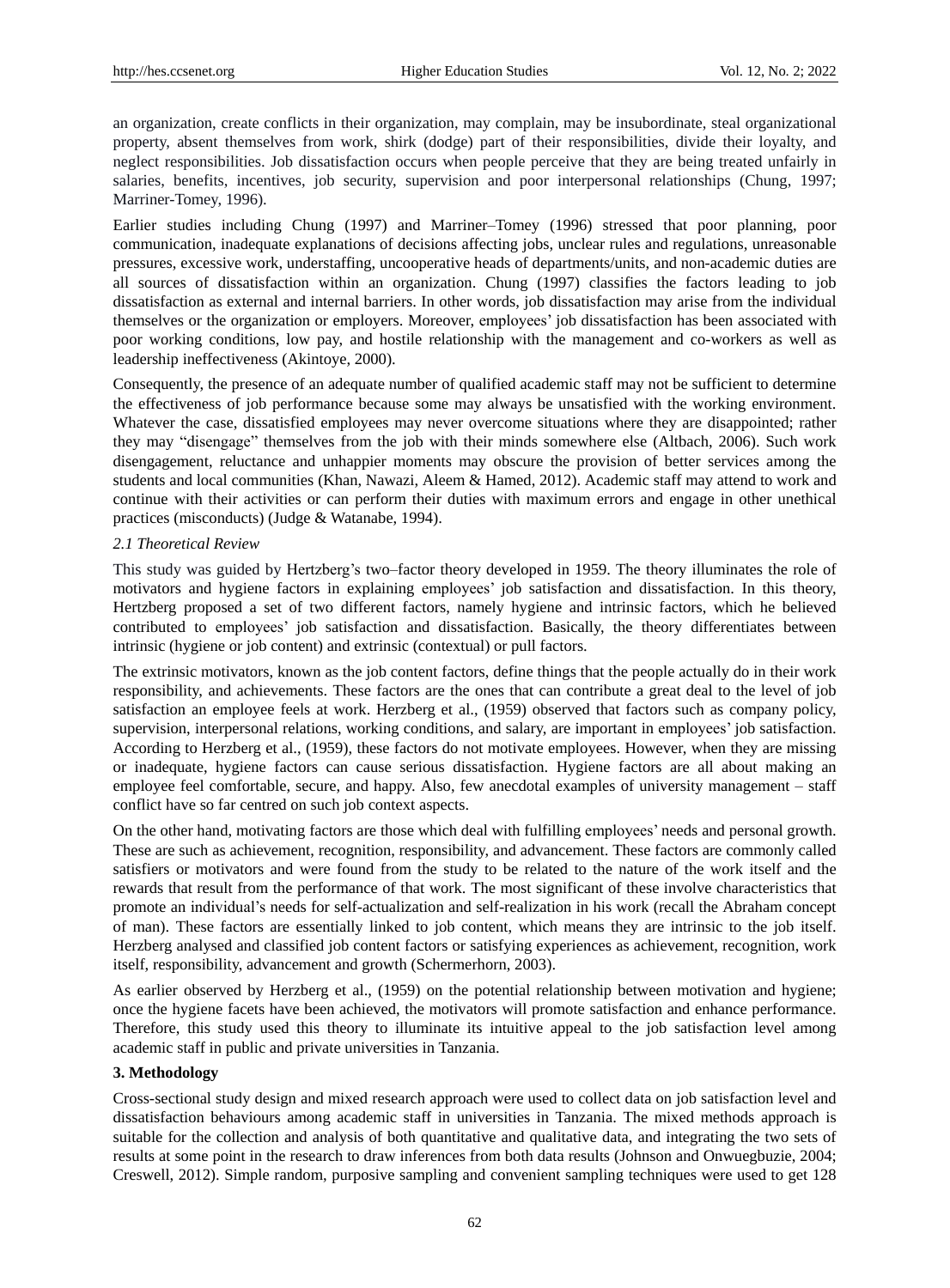an organization, create conflicts in their organization, may complain, may be insubordinate, steal organizational property, absent themselves from work, shirk (dodge) part of their responsibilities, divide their loyalty, and neglect responsibilities. Job dissatisfaction occurs when people perceive that they are being treated unfairly in salaries, benefits, incentives, job security, supervision and poor interpersonal relationships (Chung, 1997; Marriner-Tomey, 1996).

Earlier studies including Chung (1997) and Marriner–Tomey (1996) stressed that poor planning, poor communication, inadequate explanations of decisions affecting jobs, unclear rules and regulations, unreasonable pressures, excessive work, understaffing, uncooperative heads of departments/units, and non-academic duties are all sources of dissatisfaction within an organization. Chung (1997) classifies the factors leading to job dissatisfaction as external and internal barriers. In other words, job dissatisfaction may arise from the individual themselves or the organization or employers. Moreover, employees' job dissatisfaction has been associated with poor working conditions, low pay, and hostile relationship with the management and co-workers as well as leadership ineffectiveness (Akintoye, 2000).

Consequently, the presence of an adequate number of qualified academic staff may not be sufficient to determine the effectiveness of job performance because some may always be unsatisfied with the working environment. Whatever the case, dissatisfied employees may never overcome situations where they are disappointed; rather they may "disengage" themselves from the job with their minds somewhere else (Altbach, 2006). Such work disengagement, reluctance and unhappier moments may obscure the provision of better services among the students and local communities (Khan, Nawazi, Aleem & Hamed, 2012). Academic staff may attend to work and continue with their activities or can perform their duties with maximum errors and engage in other unethical practices (misconducts) (Judge & Watanabe, 1994).

### *2.1 Theoretical Review*

This study was guided by Hertzberg's two–factor theory developed in 1959. The theory illuminates the role of motivators and hygiene factors in explaining employees' job satisfaction and dissatisfaction. In this theory, Hertzberg proposed a set of two different factors, namely hygiene and intrinsic factors, which he believed contributed to employees' job satisfaction and dissatisfaction. Basically, the theory differentiates between intrinsic (hygiene or job content) and extrinsic (contextual) or pull factors.

The extrinsic motivators, known as the job content factors, define things that the people actually do in their work responsibility, and achievements. These factors are the ones that can contribute a great deal to the level of job satisfaction an employee feels at work. Herzberg et al., (1959) observed that factors such as company policy, supervision, interpersonal relations, working conditions, and salary, are important in employees' job satisfaction. According to Herzberg et al., (1959), these factors do not motivate employees. However, when they are missing or inadequate, hygiene factors can cause serious dissatisfaction. Hygiene factors are all about making an employee feel comfortable, secure, and happy. Also, few anecdotal examples of university management – staff conflict have so far centred on such job context aspects.

On the other hand, motivating factors are those which deal with fulfilling employees' needs and personal growth. These are such as achievement, recognition, responsibility, and advancement. These factors are commonly called satisfiers or motivators and were found from the study to be related to the nature of the work itself and the rewards that result from the performance of that work. The most significant of these involve characteristics that promote an individual's needs for self-actualization and self-realization in his work (recall the Abraham concept of man). These factors are essentially linked to job content, which means they are intrinsic to the job itself. Herzberg analysed and classified job content factors or satisfying experiences as achievement, recognition, work itself, responsibility, advancement and growth (Schermerhorn, 2003).

As earlier observed by Herzberg et al., (1959) on the potential relationship between motivation and hygiene; once the hygiene facets have been achieved, the motivators will promote satisfaction and enhance performance. Therefore, this study used this theory to illuminate its intuitive appeal to the job satisfaction level among academic staff in public and private universities in Tanzania.

## **3. Methodology**

Cross-sectional study design and mixed research approach were used to collect data on job satisfaction level and dissatisfaction behaviours among academic staff in universities in Tanzania. The mixed methods approach is suitable for the collection and analysis of both quantitative and qualitative data, and integrating the two sets of results at some point in the research to draw inferences from both data results (Johnson and Onwuegbuzie, 2004; Creswell, 2012). Simple random, purposive sampling and convenient sampling techniques were used to get 128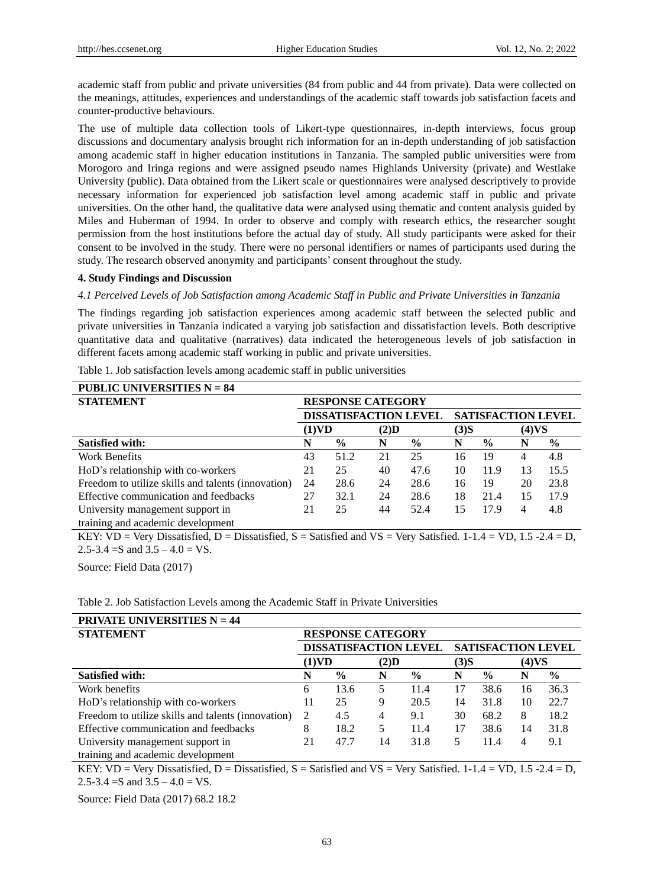academic staff from public and private universities (84 from public and 44 from private). Data were collected on the meanings, attitudes, experiences and understandings of the academic staff towards job satisfaction facets and counter-productive behaviours.

The use of multiple data collection tools of Likert-type questionnaires, in-depth interviews, focus group discussions and documentary analysis brought rich information for an in-depth understanding of job satisfaction among academic staff in higher education institutions in Tanzania. The sampled public universities were from Morogoro and Iringa regions and were assigned pseudo names Highlands University (private) and Westlake University (public). Data obtained from the Likert scale or questionnaires were analysed descriptively to provide necessary information for experienced job satisfaction level among academic staff in public and private universities. On the other hand, the qualitative data were analysed using thematic and content analysis guided by Miles and Huberman of 1994. In order to observe and comply with research ethics, the researcher sought permission from the host institutions before the actual day of study. All study participants were asked for their consent to be involved in the study. There were no personal identifiers or names of participants used during the study. The research observed anonymity and participants' consent throughout the study.

**4. Study Findings and Discussion**

*4.1 Perceived Levels of Job Satisfaction among Academic Staff in Public and Private Universities in Tanzania*

The findings regarding job satisfaction experiences among academic staff between the selected public and private universities in Tanzania indicated a varying job satisfaction and dissatisfaction levels. Both descriptive quantitative data and qualitative (narratives) data indicated the heterogeneous levels of job satisfaction in different facets among academic staff working in public and private universities.

Table 1. Job satisfaction levels among academic staff in public universities

| **PUBLIC UNIVERSITIES N = 84** | | | | | | | | |
|---|---|---|---|---|---|---|---|---|
| **STATEMENT** | **RESPONSE CATEGORY** | | | | | | | |
| | **DISSATISFACTION LEVEL** | | | | **SATISFACTION LEVEL** | | | |
| | **(1)VD** | | **(2)D** | | **(3)S** | | **(4)VS** | |
| **Satisfied with:** | **N** | **%** | **N** | **%** | **N** | **%** | **N** | **%** |
| Work Benefits | 43 | 51.2 | 21 | 25 | 16 | 19 | 4 | 4.8 |
| HoD's relationship with co-workers | 21 | 25 | 40 | 47.6 | 10 | 11.9 | 13 | 15.5 |
| Freedom to utilize skills and talents (innovation) | 24 | 28.6 | 24 | 28.6 | 16 | 19 | 20 | 23.8 |
| Effective communication and feedbacks | 27 | 32.1 | 24 | 28.6 | 18 | 21.4 | 15 | 17.9 |
| University management support in training and academic development | 21 | 25 | 44 | 52.4 | 15 | 17.9 | 4 | 4.8 |

KEY: VD = Very Dissatisfied, D = Dissatisfied, S = Satisfied and VS = Very Satisfied. 1-1.4 = VD, 1.5 -2.4 = D, 2.5-3.4 =S and 3.5 – 4.0 = VS.

Source: Field Data (2017)

Table 2. Job Satisfaction Levels among the Academic Staff in Private Universities

| **PRIVATE UNIVERSITIES N = 44** | | | | | | | | |
|---|---|---|---|---|---|---|---|---|
| **STATEMENT** | **RESPONSE CATEGORY** | | | | | | | |
| | **DISSATISFACTION LEVEL** | | | | **SATISFACTION LEVEL** | | | |
| | **(1)VD** | | **(2)D** | | **(3)S** | | **(4)VS** | |
| **Satisfied with:** | **N** | **%** | **N** | **%** | **N** | **%** | **N** | **%** |
| Work benefits | 6 | 13.6 | 5 | 11.4 | 17 | 38.6 | 16 | 36.3 |
| HoD's relationship with co-workers | 11 | 25 | 9 | 20.5 | 14 | 31.8 | 10 | 22.7 |
| Freedom to utilize skills and talents (innovation) | 2 | 4.5 | 4 | 9.1 | 30 | 68.2 | 8 | 18.2 |
| Effective communication and feedbacks | 8 | 18.2 | 5 | 11.4 | 17 | 38.6 | 14 | 31.8 |
| University management support in training and academic development | 21 | 47.7 | 14 | 31.8 | 5 | 11.4 | 4 | 9.1 |

KEY: VD = Very Dissatisfied, D = Dissatisfied, S = Satisfied and VS = Very Satisfied. 1-1.4 = VD, 1.5 -2.4 = D, 2.5-3.4 =S and 3.5 – 4.0 = VS.

Source: Field Data (2017) 68.2 18.2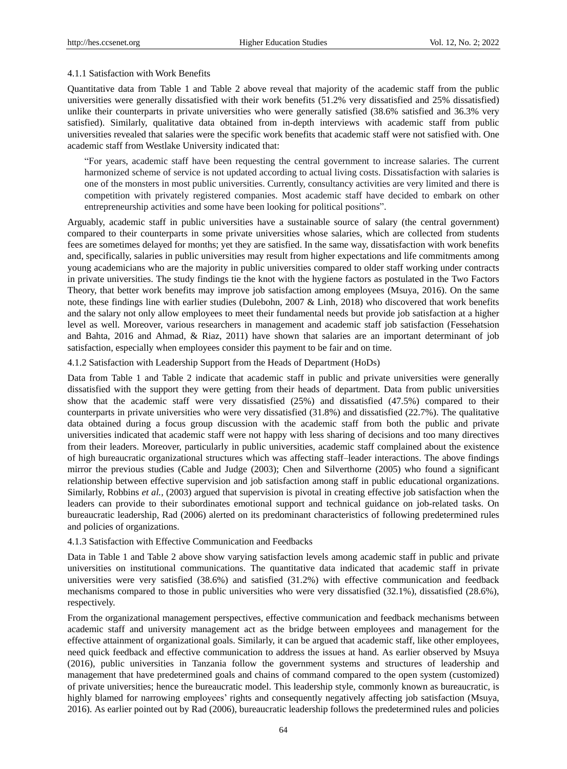#### 4.1.1 Satisfaction with Work Benefits

Quantitative data from Table 1 and Table 2 above reveal that majority of the academic staff from the public universities were generally dissatisfied with their work benefits (51.2% very dissatisfied and 25% dissatisfied) unlike their counterparts in private universities who were generally satisfied (38.6% satisfied and 36.3% very satisfied). Similarly, qualitative data obtained from in-depth interviews with academic staff from public universities revealed that salaries were the specific work benefits that academic staff were not satisfied with. One academic staff from Westlake University indicated that:

> "For years, academic staff have been requesting the central government to increase salaries. The current harmonized scheme of service is not updated according to actual living costs. Dissatisfaction with salaries is one of the monsters in most public universities. Currently, consultancy activities are very limited and there is competition with privately registered companies. Most academic staff have decided to embark on other entrepreneurship activities and some have been looking for political positions".

Arguably, academic staff in public universities have a sustainable source of salary (the central government) compared to their counterparts in some private universities whose salaries, which are collected from students fees are sometimes delayed for months; yet they are satisfied. In the same way, dissatisfaction with work benefits and, specifically, salaries in public universities may result from higher expectations and life commitments among young academicians who are the majority in public universities compared to older staff working under contracts in private universities. The study findings tie the knot with the hygiene factors as postulated in the Two Factors Theory, that better work benefits may improve job satisfaction among employees (Msuya, 2016). On the same note, these findings line with earlier studies (Dulebohn, 2007 & Linh, 2018) who discovered that work benefits and the salary not only allow employees to meet their fundamental needs but provide job satisfaction at a higher level as well. Moreover, various researchers in management and academic staff job satisfaction (Fessehatsion and Bahta, 2016 and Ahmad, & Riaz, 2011) have shown that salaries are an important determinant of job satisfaction, especially when employees consider this payment to be fair and on time.

#### 4.1.2 Satisfaction with Leadership Support from the Heads of Department (HoDs)

Data from Table 1 and Table 2 indicate that academic staff in public and private universities were generally dissatisfied with the support they were getting from their heads of department. Data from public universities show that the academic staff were very dissatisfied (25%) and dissatisfied (47.5%) compared to their counterparts in private universities who were very dissatisfied (31.8%) and dissatisfied (22.7%). The qualitative data obtained during a focus group discussion with the academic staff from both the public and private universities indicated that academic staff were not happy with less sharing of decisions and too many directives from their leaders. Moreover, particularly in public universities, academic staff complained about the existence of high bureaucratic organizational structures which was affecting staff–leader interactions. The above findings mirror the previous studies (Cable and Judge (2003); Chen and Silverthorne (2005) who found a significant relationship between effective supervision and job satisfaction among staff in public educational organizations. Similarly, Robbins *et al.,* (2003) argued that supervision is pivotal in creating effective job satisfaction when the leaders can provide to their subordinates emotional support and technical guidance on job-related tasks. On bureaucratic leadership, Rad (2006) alerted on its predominant characteristics of following predetermined rules and policies of organizations.

#### 4.1.3 Satisfaction with Effective Communication and Feedbacks

Data in Table 1 and Table 2 above show varying satisfaction levels among academic staff in public and private universities on institutional communications. The quantitative data indicated that academic staff in private universities were very satisfied (38.6%) and satisfied (31.2%) with effective communication and feedback mechanisms compared to those in public universities who were very dissatisfied (32.1%), dissatisfied (28.6%), respectively.

From the organizational management perspectives, effective communication and feedback mechanisms between academic staff and university management act as the bridge between employees and management for the effective attainment of organizational goals. Similarly, it can be argued that academic staff, like other employees, need quick feedback and effective communication to address the issues at hand. As earlier observed by Msuya (2016), public universities in Tanzania follow the government systems and structures of leadership and management that have predetermined goals and chains of command compared to the open system (customized) of private universities; hence the bureaucratic model. This leadership style, commonly known as bureaucratic, is highly blamed for narrowing employees' rights and consequently negatively affecting job satisfaction (Msuya, 2016). As earlier pointed out by Rad (2006), bureaucratic leadership follows the predetermined rules and policies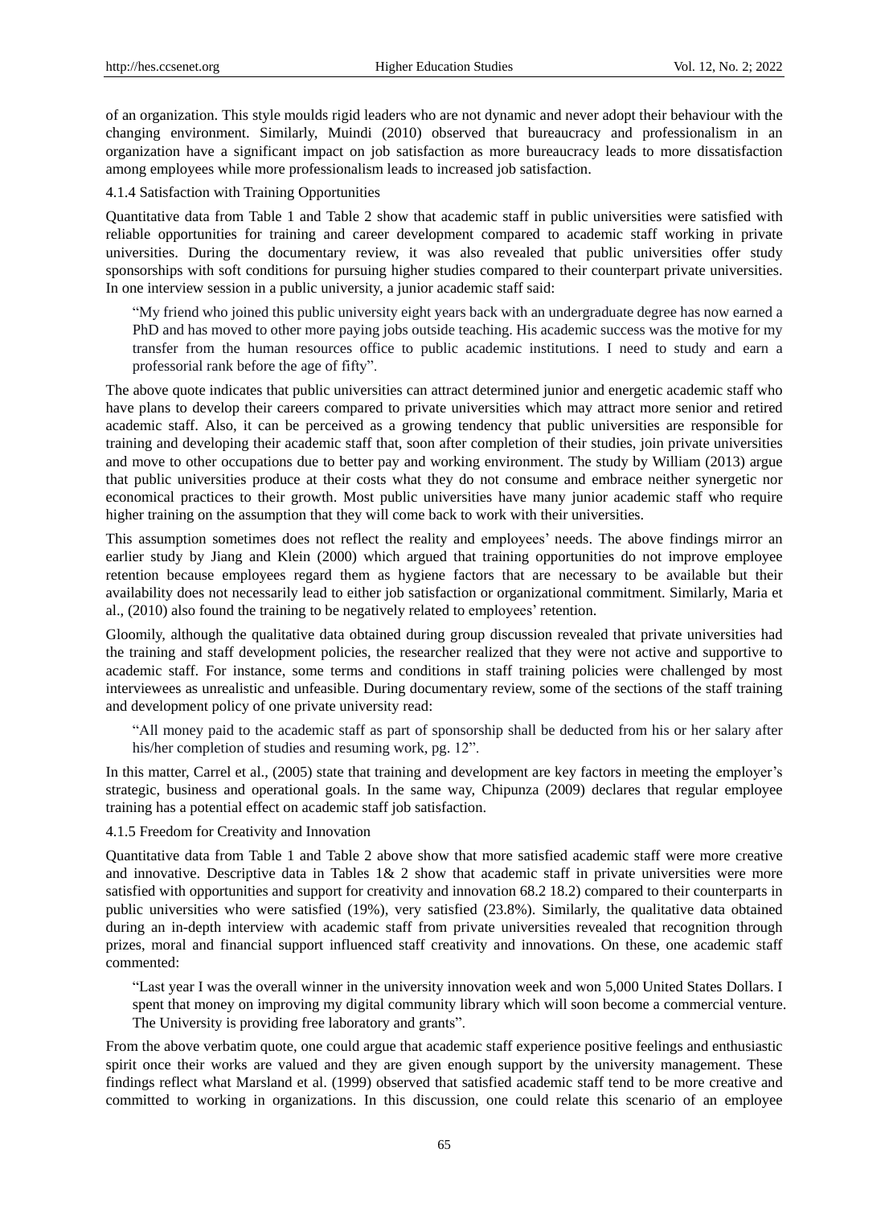of an organization. This style moulds rigid leaders who are not dynamic and never adopt their behaviour with the changing environment. Similarly, Muindi (2010) observed that bureaucracy and professionalism in an organization have a significant impact on job satisfaction as more bureaucracy leads to more dissatisfaction among employees while more professionalism leads to increased job satisfaction.

#### 4.1.4 Satisfaction with Training Opportunities

Quantitative data from Table 1 and Table 2 show that academic staff in public universities were satisfied with reliable opportunities for training and career development compared to academic staff working in private universities. During the documentary review, it was also revealed that public universities offer study sponsorships with soft conditions for pursuing higher studies compared to their counterpart private universities. In one interview session in a public university, a junior academic staff said:

> "My friend who joined this public university eight years back with an undergraduate degree has now earned a PhD and has moved to other more paying jobs outside teaching. His academic success was the motive for my transfer from the human resources office to public academic institutions. I need to study and earn a professorial rank before the age of fifty".

The above quote indicates that public universities can attract determined junior and energetic academic staff who have plans to develop their careers compared to private universities which may attract more senior and retired academic staff. Also, it can be perceived as a growing tendency that public universities are responsible for training and developing their academic staff that, soon after completion of their studies, join private universities and move to other occupations due to better pay and working environment. The study by William (2013) argue that public universities produce at their costs what they do not consume and embrace neither synergetic nor economical practices to their growth. Most public universities have many junior academic staff who require higher training on the assumption that they will come back to work with their universities.

This assumption sometimes does not reflect the reality and employees' needs. The above findings mirror an earlier study by Jiang and Klein (2000) which argued that training opportunities do not improve employee retention because employees regard them as hygiene factors that are necessary to be available but their availability does not necessarily lead to either job satisfaction or organizational commitment. Similarly, Maria et al., (2010) also found the training to be negatively related to employees' retention.

Gloomily, although the qualitative data obtained during group discussion revealed that private universities had the training and staff development policies, the researcher realized that they were not active and supportive to academic staff. For instance, some terms and conditions in staff training policies were challenged by most interviewees as unrealistic and unfeasible. During documentary review, some of the sections of the staff training and development policy of one private university read:

> "All money paid to the academic staff as part of sponsorship shall be deducted from his or her salary after his/her completion of studies and resuming work, pg. 12".

In this matter, Carrel et al., (2005) state that training and development are key factors in meeting the employer's strategic, business and operational goals. In the same way, Chipunza (2009) declares that regular employee training has a potential effect on academic staff job satisfaction.

#### 4.1.5 Freedom for Creativity and Innovation

Quantitative data from Table 1 and Table 2 above show that more satisfied academic staff were more creative and innovative. Descriptive data in Tables 1& 2 show that academic staff in private universities were more satisfied with opportunities and support for creativity and innovation 68.2 18.2) compared to their counterparts in public universities who were satisfied (19%), very satisfied (23.8%). Similarly, the qualitative data obtained during an in-depth interview with academic staff from private universities revealed that recognition through prizes, moral and financial support influenced staff creativity and innovations. On these, one academic staff commented:

> "Last year I was the overall winner in the university innovation week and won 5,000 United States Dollars. I spent that money on improving my digital community library which will soon become a commercial venture. The University is providing free laboratory and grants".

From the above verbatim quote, one could argue that academic staff experience positive feelings and enthusiastic spirit once their works are valued and they are given enough support by the university management. These findings reflect what Marsland et al. (1999) observed that satisfied academic staff tend to be more creative and committed to working in organizations. In this discussion, one could relate this scenario of an employee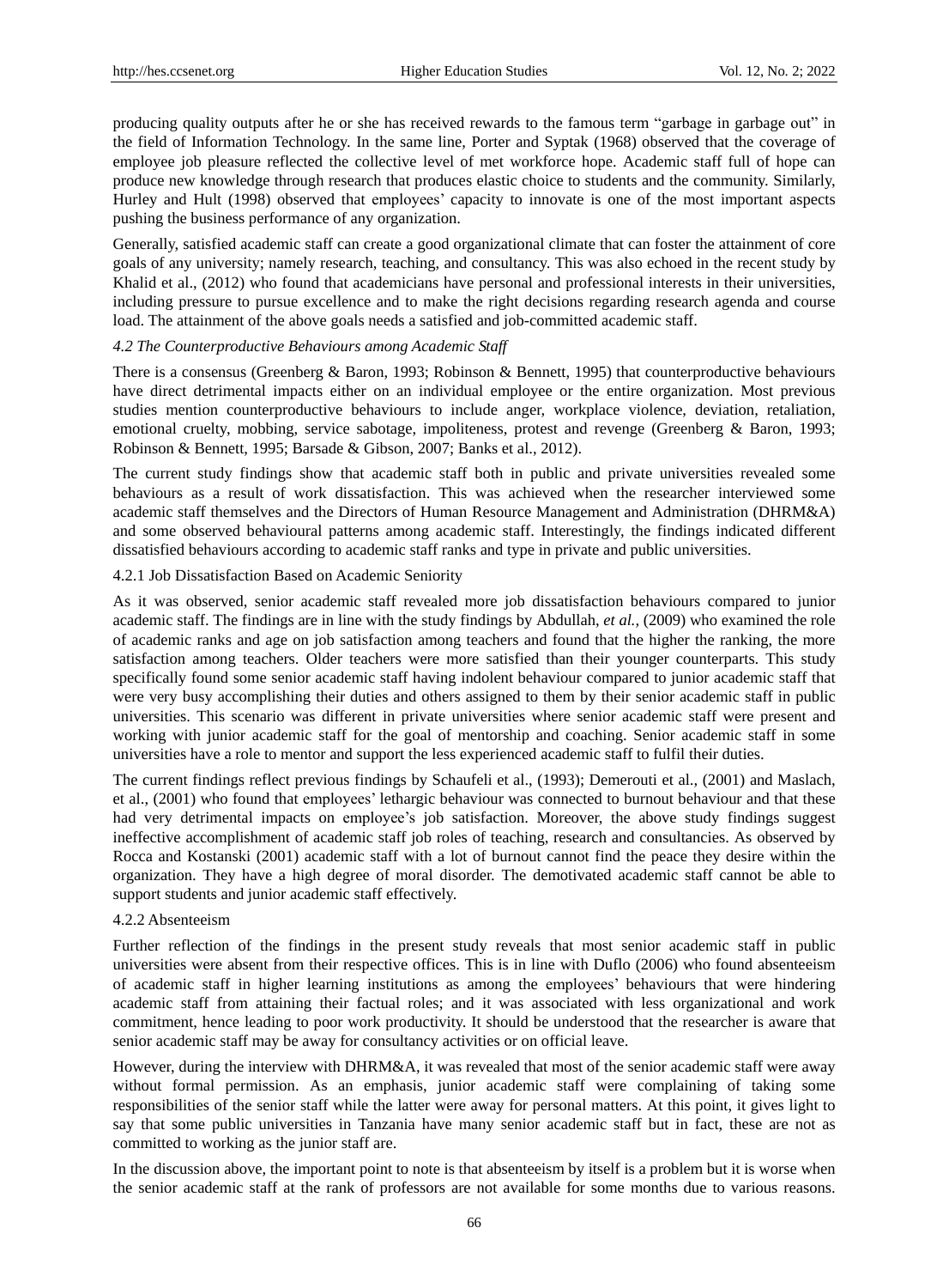producing quality outputs after he or she has received rewards to the famous term "garbage in garbage out" in the field of Information Technology. In the same line, Porter and Syptak (1968) observed that the coverage of employee job pleasure reflected the collective level of met workforce hope. Academic staff full of hope can produce new knowledge through research that produces elastic choice to students and the community. Similarly, Hurley and Hult (1998) observed that employees' capacity to innovate is one of the most important aspects pushing the business performance of any organization.

Generally, satisfied academic staff can create a good organizational climate that can foster the attainment of core goals of any university; namely research, teaching, and consultancy. This was also echoed in the recent study by Khalid et al., (2012) who found that academicians have personal and professional interests in their universities, including pressure to pursue excellence and to make the right decisions regarding research agenda and course load. The attainment of the above goals needs a satisfied and job-committed academic staff.

### *4.2 The Counterproductive Behaviours among Academic Staff*

There is a consensus (Greenberg & Baron, 1993; Robinson & Bennett, 1995) that counterproductive behaviours have direct detrimental impacts either on an individual employee or the entire organization. Most previous studies mention counterproductive behaviours to include anger, workplace violence, deviation, retaliation, emotional cruelty, mobbing, service sabotage, impoliteness, protest and revenge (Greenberg & Baron, 1993; Robinson & Bennett, 1995; Barsade & Gibson, 2007; Banks et al., 2012).

The current study findings show that academic staff both in public and private universities revealed some behaviours as a result of work dissatisfaction. This was achieved when the researcher interviewed some academic staff themselves and the Directors of Human Resource Management and Administration (DHRM&A) and some observed behavioural patterns among academic staff. Interestingly, the findings indicated different dissatisfied behaviours according to academic staff ranks and type in private and public universities.

#### 4.2.1 Job Dissatisfaction Based on Academic Seniority

As it was observed, senior academic staff revealed more job dissatisfaction behaviours compared to junior academic staff. The findings are in line with the study findings by Abdullah, *et al.,* (2009) who examined the role of academic ranks and age on job satisfaction among teachers and found that the higher the ranking, the more satisfaction among teachers. Older teachers were more satisfied than their younger counterparts. This study specifically found some senior academic staff having indolent behaviour compared to junior academic staff that were very busy accomplishing their duties and others assigned to them by their senior academic staff in public universities. This scenario was different in private universities where senior academic staff were present and working with junior academic staff for the goal of mentorship and coaching. Senior academic staff in some universities have a role to mentor and support the less experienced academic staff to fulfil their duties.

The current findings reflect previous findings by Schaufeli et al., (1993); Demerouti et al., (2001) and Maslach, et al., (2001) who found that employees' lethargic behaviour was connected to burnout behaviour and that these had very detrimental impacts on employee's job satisfaction. Moreover, the above study findings suggest ineffective accomplishment of academic staff job roles of teaching, research and consultancies. As observed by Rocca and Kostanski (2001) academic staff with a lot of burnout cannot find the peace they desire within the organization. They have a high degree of moral disorder. The demotivated academic staff cannot be able to support students and junior academic staff effectively.

#### 4.2.2 Absenteeism

Further reflection of the findings in the present study reveals that most senior academic staff in public universities were absent from their respective offices. This is in line with Duflo (2006) who found absenteeism of academic staff in higher learning institutions as among the employees' behaviours that were hindering academic staff from attaining their factual roles; and it was associated with less organizational and work commitment, hence leading to poor work productivity. It should be understood that the researcher is aware that senior academic staff may be away for consultancy activities or on official leave.

However, during the interview with DHRM&A, it was revealed that most of the senior academic staff were away without formal permission. As an emphasis, junior academic staff were complaining of taking some responsibilities of the senior staff while the latter were away for personal matters. At this point, it gives light to say that some public universities in Tanzania have many senior academic staff but in fact, these are not as committed to working as the junior staff are.

In the discussion above, the important point to note is that absenteeism by itself is a problem but it is worse when the senior academic staff at the rank of professors are not available for some months due to various reasons.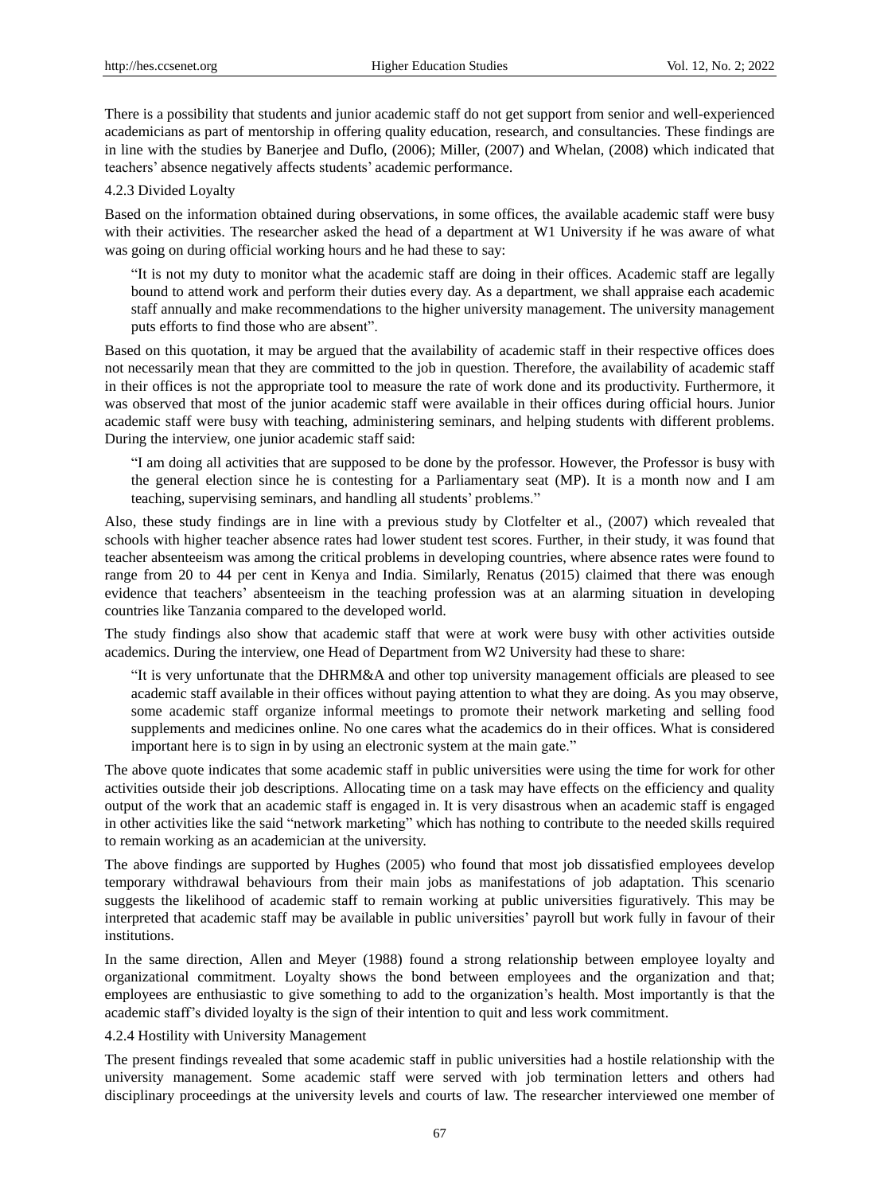There is a possibility that students and junior academic staff do not get support from senior and well-experienced academicians as part of mentorship in offering quality education, research, and consultancies. These findings are in line with the studies by Banerjee and Duflo, (2006); Miller, (2007) and Whelan, (2008) which indicated that teachers' absence negatively affects students' academic performance.

#### 4.2.3 Divided Loyalty

Based on the information obtained during observations, in some offices, the available academic staff were busy with their activities. The researcher asked the head of a department at W1 University if he was aware of what was going on during official working hours and he had these to say:

> "It is not my duty to monitor what the academic staff are doing in their offices. Academic staff are legally bound to attend work and perform their duties every day. As a department, we shall appraise each academic staff annually and make recommendations to the higher university management. The university management puts efforts to find those who are absent".

Based on this quotation, it may be argued that the availability of academic staff in their respective offices does not necessarily mean that they are committed to the job in question. Therefore, the availability of academic staff in their offices is not the appropriate tool to measure the rate of work done and its productivity. Furthermore, it was observed that most of the junior academic staff were available in their offices during official hours. Junior academic staff were busy with teaching, administering seminars, and helping students with different problems. During the interview, one junior academic staff said:

> "I am doing all activities that are supposed to be done by the professor. However, the Professor is busy with the general election since he is contesting for a Parliamentary seat (MP). It is a month now and I am teaching, supervising seminars, and handling all students' problems."

Also, these study findings are in line with a previous study by Clotfelter et al., (2007) which revealed that schools with higher teacher absence rates had lower student test scores. Further, in their study, it was found that teacher absenteeism was among the critical problems in developing countries, where absence rates were found to range from 20 to 44 per cent in Kenya and India. Similarly, Renatus (2015) claimed that there was enough evidence that teachers' absenteeism in the teaching profession was at an alarming situation in developing countries like Tanzania compared to the developed world.

The study findings also show that academic staff that were at work were busy with other activities outside academics. During the interview, one Head of Department from W2 University had these to share:

> "It is very unfortunate that the DHRM&A and other top university management officials are pleased to see academic staff available in their offices without paying attention to what they are doing. As you may observe, some academic staff organize informal meetings to promote their network marketing and selling food supplements and medicines online. No one cares what the academics do in their offices. What is considered important here is to sign in by using an electronic system at the main gate."

The above quote indicates that some academic staff in public universities were using the time for work for other activities outside their job descriptions. Allocating time on a task may have effects on the efficiency and quality output of the work that an academic staff is engaged in. It is very disastrous when an academic staff is engaged in other activities like the said "network marketing" which has nothing to contribute to the needed skills required to remain working as an academician at the university.

The above findings are supported by Hughes (2005) who found that most job dissatisfied employees develop temporary withdrawal behaviours from their main jobs as manifestations of job adaptation. This scenario suggests the likelihood of academic staff to remain working at public universities figuratively. This may be interpreted that academic staff may be available in public universities' payroll but work fully in favour of their institutions.

In the same direction, Allen and Meyer (1988) found a strong relationship between employee loyalty and organizational commitment. Loyalty shows the bond between employees and the organization and that; employees are enthusiastic to give something to add to the organization's health. Most importantly is that the academic staff's divided loyalty is the sign of their intention to quit and less work commitment.

#### 4.2.4 Hostility with University Management

The present findings revealed that some academic staff in public universities had a hostile relationship with the university management. Some academic staff were served with job termination letters and others had disciplinary proceedings at the university levels and courts of law. The researcher interviewed one member of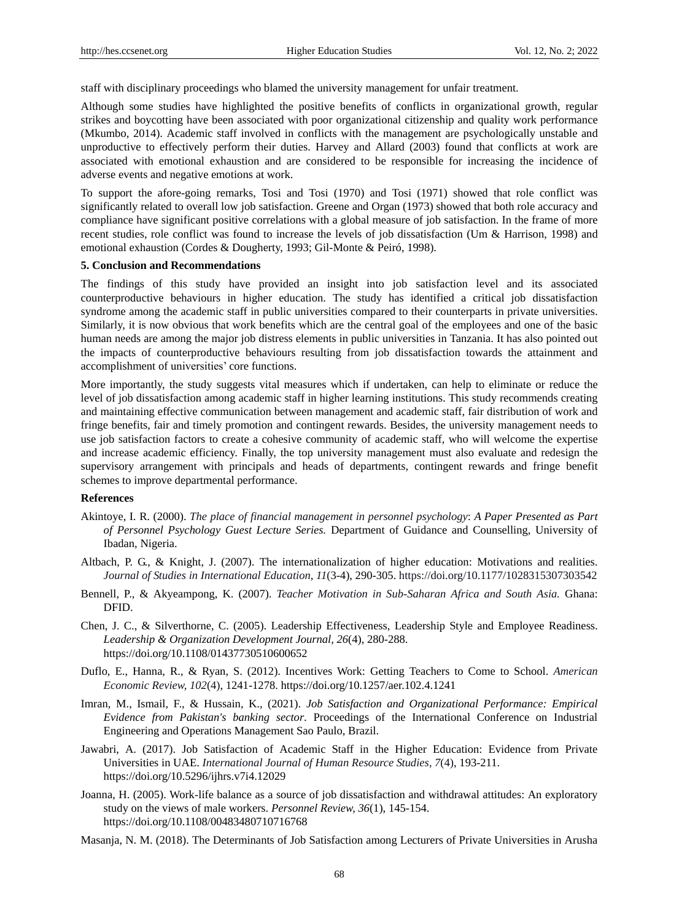staff with disciplinary proceedings who blamed the university management for unfair treatment.

Although some studies have highlighted the positive benefits of conflicts in organizational growth, regular strikes and boycotting have been associated with poor organizational citizenship and quality work performance (Mkumbo, 2014). Academic staff involved in conflicts with the management are psychologically unstable and unproductive to effectively perform their duties. Harvey and Allard (2003) found that conflicts at work are associated with emotional exhaustion and are considered to be responsible for increasing the incidence of adverse events and negative emotions at work.

To support the afore-going remarks, Tosi and Tosi (1970) and Tosi (1971) showed that role conflict was significantly related to overall low job satisfaction. Greene and Organ (1973) showed that both role accuracy and compliance have significant positive correlations with a global measure of job satisfaction. In the frame of more recent studies, role conflict was found to increase the levels of job dissatisfaction (Um & Harrison, 1998) and emotional exhaustion (Cordes & Dougherty, 1993; Gil-Monte & Peiró, 1998).

## 5. Conclusion and Recommendations

The findings of this study have provided an insight into job satisfaction level and its associated counterproductive behaviours in higher education. The study has identified a critical job dissatisfaction syndrome among the academic staff in public universities compared to their counterparts in private universities. Similarly, it is now obvious that work benefits which are the central goal of the employees and one of the basic human needs are among the major job distress elements in public universities in Tanzania. It has also pointed out the impacts of counterproductive behaviours resulting from job dissatisfaction towards the attainment and accomplishment of universities' core functions.

More importantly, the study suggests vital measures which if undertaken, can help to eliminate or reduce the level of job dissatisfaction among academic staff in higher learning institutions. This study recommends creating and maintaining effective communication between management and academic staff, fair distribution of work and fringe benefits, fair and timely promotion and contingent rewards. Besides, the university management needs to use job satisfaction factors to create a cohesive community of academic staff, who will welcome the expertise and increase academic efficiency. Finally, the top university management must also evaluate and redesign the supervisory arrangement with principals and heads of departments, contingent rewards and fringe benefit schemes to improve departmental performance.

## References

Akintoye, I. R. (2000). *The place of financial management in personnel psychology*: *A Paper Presented as Part of Personnel Psychology Guest Lecture Series.* Department of Guidance and Counselling, University of Ibadan, Nigeria.

Altbach, P. G., & Knight, J. (2007). The internationalization of higher education: Motivations and realities. *Journal of Studies in International Education, 11*(3-4), 290-305. https://doi.org/10.1177/1028315307303542

Bennell, P., & Akyeampong, K. (2007). *Teacher Motivation in Sub-Saharan Africa and South Asia.* Ghana: DFID.

Chen, J. C., & Silverthorne, C. (2005). Leadership Effectiveness, Leadership Style and Employee Readiness. *Leadership & Organization Development Journal, 26*(4), 280-288. https://doi.org/10.1108/01437730510600652

Duflo, E., Hanna, R., & Ryan, S. (2012). Incentives Work: Getting Teachers to Come to School. *American Economic Review, 102*(4), 1241-1278. https://doi.org/10.1257/aer.102.4.1241

Imran, M., Ismail, F., & Hussain, K., (2021). *Job Satisfaction and Organizational Performance: Empirical Evidence from Pakistan's banking sector*. Proceedings of the International Conference on Industrial Engineering and Operations Management Sao Paulo, Brazil.

Jawabri, A. (2017). Job Satisfaction of Academic Staff in the Higher Education: Evidence from Private Universities in UAE. *International Journal of Human Resource Studies, 7*(4), 193-211. https://doi.org/10.5296/ijhrs.v7i4.12029

Joanna, H. (2005). Work-life balance as a source of job dissatisfaction and withdrawal attitudes: An exploratory study on the views of male workers. *Personnel Review, 36*(1), 145-154. https://doi.org/10.1108/00483480710716768

Masanja, N. M. (2018). The Determinants of Job Satisfaction among Lecturers of Private Universities in Arusha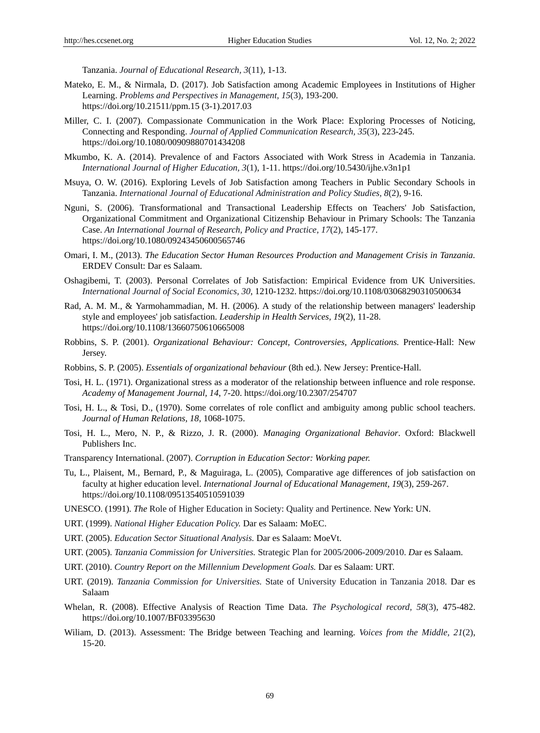Tanzania. *Journal of Educational Research, 3*(11), 1-13.

Mateko, E. M., & Nirmala, D. (2017). Job Satisfaction among Academic Employees in Institutions of Higher Learning. *Problems and Perspectives in Management, 15*(3), 193-200. https://doi.org/10.21511/ppm.15 (3-1).2017.03

Miller, C. I. (2007). Compassionate Communication in the Work Place: Exploring Processes of Noticing, Connecting and Responding. *Journal of Applied Communication Research, 35*(3), 223-245. https://doi.org/10.1080/00909880701434208

Mkumbo, K. A. (2014). Prevalence of and Factors Associated with Work Stress in Academia in Tanzania. *International Journal of Higher Education, 3*(1), 1-11. https://doi.org/10.5430/ijhe.v3n1p1

Msuya, O. W. (2016). Exploring Levels of Job Satisfaction among Teachers in Public Secondary Schools in Tanzania. *International Journal of Educational Administration and Policy Studies, 8*(2), 9-16.

Nguni, S. (2006). Transformational and Transactional Leadership Effects on Teachers' Job Satisfaction, Organizational Commitment and Organizational Citizenship Behaviour in Primary Schools: The Tanzania Case. *An International Journal of Research, Policy and Practice, 17*(2), 145-177. https://doi.org/10.1080/09243450600565746

Omari, I. M., (2013). *The Education Sector Human Resources Production and Management Crisis in Tanzania.* ERDEV Consult: Dar es Salaam.

Oshagibemi, T. (2003). Personal Correlates of Job Satisfaction: Empirical Evidence from UK Universities. *International Journal of Social Economics, 30*, 1210-1232. https://doi.org/10.1108/03068290310500634

Rad, A. M. M., & Yarmohammadian, M. H. (2006). A study of the relationship between managers' leadership style and employees' job satisfaction. *Leadership in Health Services, 19*(2), 11-28. https://doi.org/10.1108/13660750610665008

Robbins, S. P. (2001). *Organizational Behaviour: Concept, Controversies, Applications.* Prentice-Hall: New Jersey.

Robbins, S. P. (2005). *Essentials of organizational behaviour* (8th ed.). New Jersey: Prentice-Hall.

Tosi, H. L. (1971). Organizational stress as a moderator of the relationship between influence and role response. *Academy of Management Journal, 14*, 7-20. https://doi.org/10.2307/254707

Tosi, H. L., & Tosi, D., (1970). Some correlates of role conflict and ambiguity among public school teachers. *Journal of Human Relations, 18*, 1068-1075.

Tosi, H. L., Mero, N. P., & Rizzo, J. R. (2000). *Managing Organizational Behavior*. Oxford: Blackwell Publishers Inc.

Transparency International. (2007). *Corruption in Education Sector: Working paper.*

Tu, L., Plaisent, M., Bernard, P., & Maguiraga, L. (2005), Comparative age differences of job satisfaction on faculty at higher education level. *International Journal of Educational Management, 19*(3), 259-267. https://doi.org/10.1108/09513540510591039

UNESCO. (1991). *The* Role of Higher Education in Society: Quality and Pertinence. New York: UN.

URT. (1999). *National Higher Education Policy.* Dar es Salaam: MoEC.

URT. (2005). *Education Sector Situational Analysis.* Dar es Salaam: MoeVt.

URT. (2005). *Tanzania Commission for Universities.* Strategic Plan for 2005/2006-2009/2010. *D*ar es Salaam.

URT. (2010). *Country Report on the Millennium Development Goals.* Dar es Salaam: URT.

URT. (2019). *Tanzania Commission for Universities.* State of University Education in Tanzania 2018. Dar es Salaam

Whelan, R. (2008). Effective Analysis of Reaction Time Data. *The Psychological record, 58*(3), 475-482. https://doi.org/10.1007/BF03395630

Wiliam, D. (2013). Assessment: The Bridge between Teaching and learning. *Voices from the Middle, 21*(2), 15-20.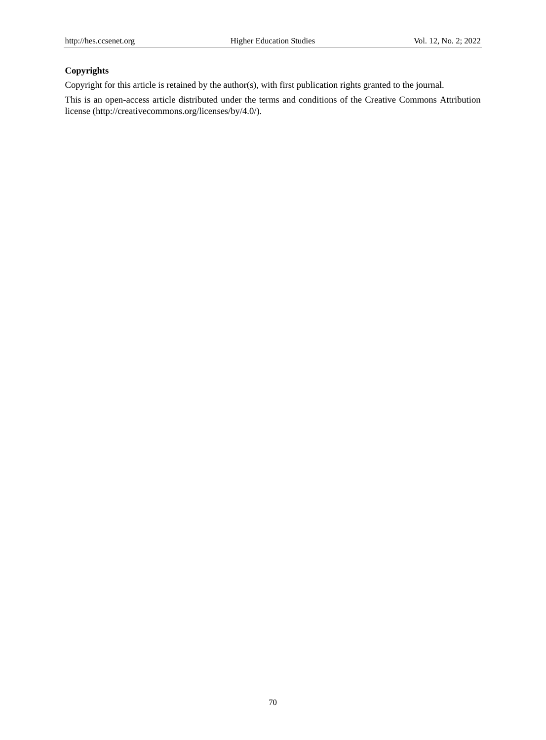## Copyrights

Copyright for this article is retained by the author(s), with first publication rights granted to the journal.

This is an open-access article distributed under the terms and conditions of the Creative Commons Attribution license (http://creativecommons.org/licenses/by/4.0/).